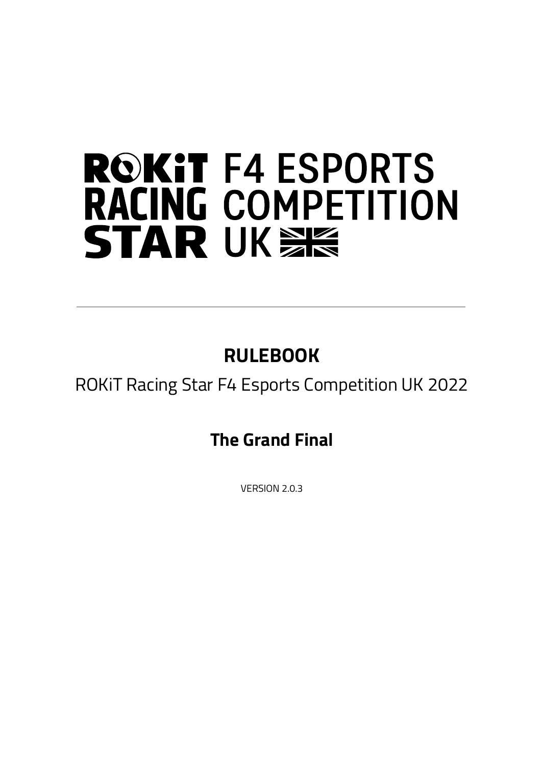# ROKiT RACING STAR F4 ESPORTS COMPETITION UK

---

## RULEBOOK

ROKiT Racing Star F4 Esports Competition UK 2022

### The Grand Final

VERSION 2.0.3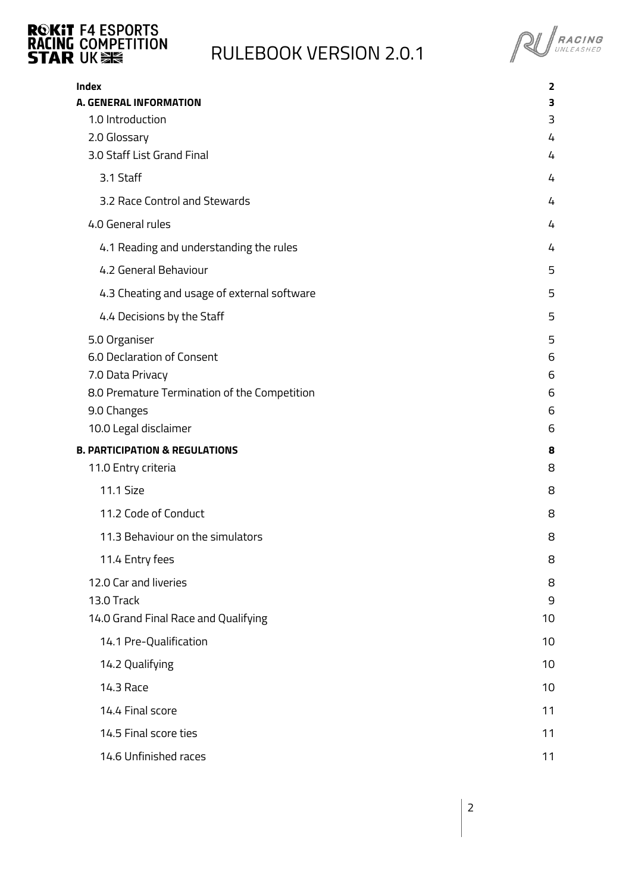| Index | 2 |
| --- | --- |
| **A. GENERAL INFORMATION** | **3** |
| 1.0 Introduction | 3 |
| 2.0 Glossary | 4 |
| 3.0 Staff List Grand Final | 4 |
| 3.1 Staff | 4 |
| 3.2 Race Control and Stewards | 4 |
| 4.0 General rules | 4 |
| 4.1 Reading and understanding the rules | 4 |
| 4.2 General Behaviour | 5 |
| 4.3 Cheating and usage of external software | 5 |
| 4.4 Decisions by the Staff | 5 |
| 5.0 Organiser | 5 |
| 6.0 Declaration of Consent | 6 |
| 7.0 Data Privacy | 6 |
| 8.0 Premature Termination of the Competition | 6 |
| 9.0 Changes | 6 |
| 10.0 Legal disclaimer | 6 |
| **B. PARTICIPATION & REGULATIONS** | **8** |
| 11.0 Entry criteria | 8 |
| 11.1 Size | 8 |
| 11.2 Code of Conduct | 8 |
| 11.3 Behaviour on the simulators | 8 |
| 11.4 Entry fees | 8 |
| 12.0 Car and liveries | 8 |
| 13.0 Track | 9 |
| 14.0 Grand Final Race and Qualifying | 10 |
| 14.1 Pre-Qualification | 10 |
| 14.2 Qualifying | 10 |
| 14.3 Race | 10 |
| 14.4 Final score | 11 |
| 14.5 Final score ties | 11 |
| 14.6 Unfinished races | 11 |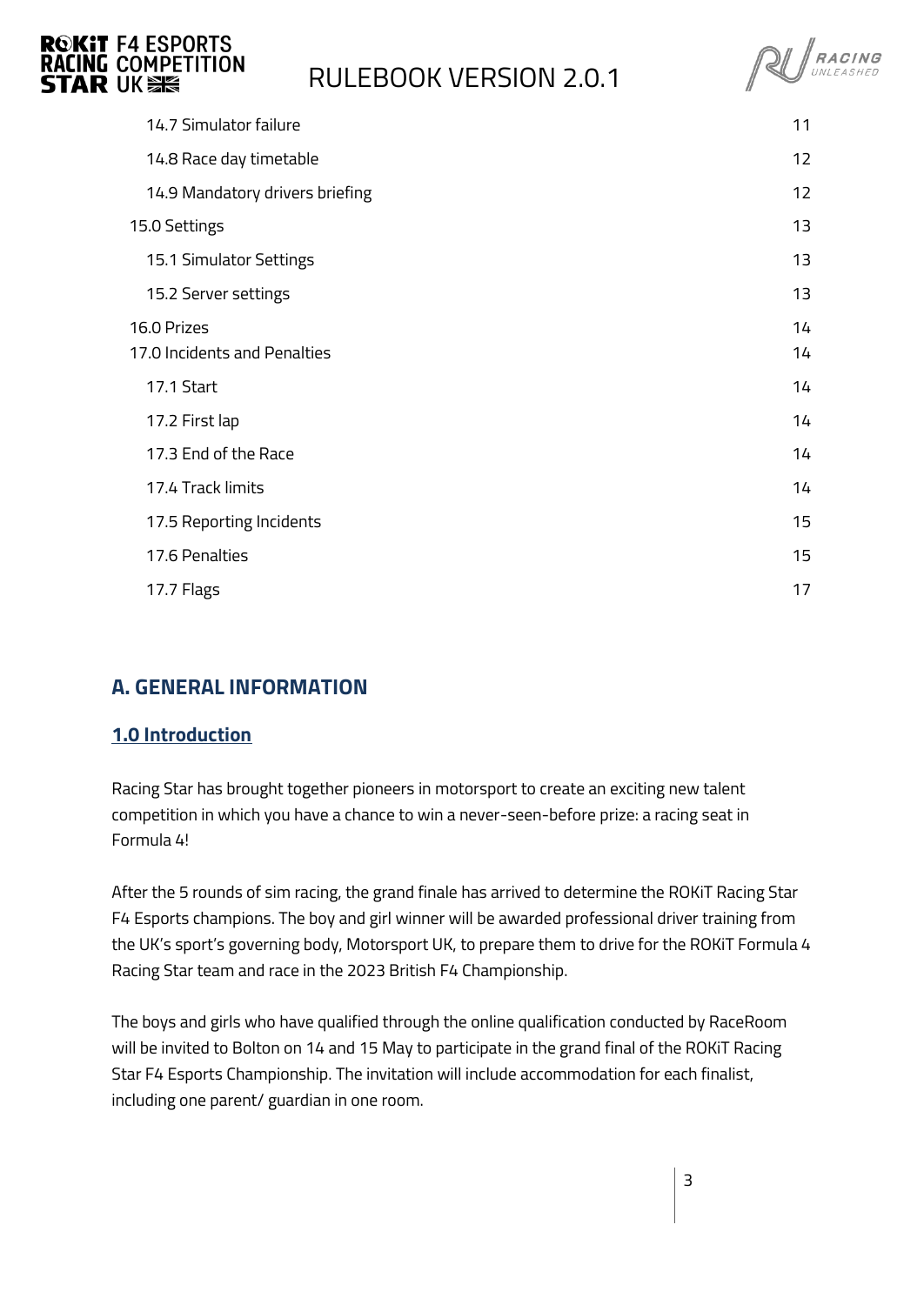| | |
|---|---|
| 14.7 Simulator failure | 11 |
| 14.8 Race day timetable | 12 |
| 14.9 Mandatory drivers briefing | 12 |
| 15.0 Settings | 13 |
| 15.1 Simulator Settings | 13 |
| 15.2 Server settings | 13 |
| 16.0 Prizes | 14 |
| 17.0 Incidents and Penalties | 14 |
| 17.1 Start | 14 |
| 17.2 First lap | 14 |
| 17.3 End of the Race | 14 |
| 17.4 Track limits | 14 |
| 17.5 Reporting Incidents | 15 |
| 17.6 Penalties | 15 |
| 17.7 Flags | 17 |

## A. GENERAL INFORMATION

### 1.0 Introduction

Racing Star has brought together pioneers in motorsport to create an exciting new talent competition in which you have a chance to win a never-seen-before prize: a racing seat in Formula 4!

After the 5 rounds of sim racing, the grand finale has arrived to determine the ROKiT Racing Star F4 Esports champions. The boy and girl winner will be awarded professional driver training from the UK's sport's governing body, Motorsport UK, to prepare them to drive for the ROKiT Formula 4 Racing Star team and race in the 2023 British F4 Championship.

The boys and girls who have qualified through the online qualification conducted by RaceRoom will be invited to Bolton on 14 and 15 May to participate in the grand final of the ROKiT Racing Star F4 Esports Championship. The invitation will include accommodation for each finalist, including one parent/ guardian in one room.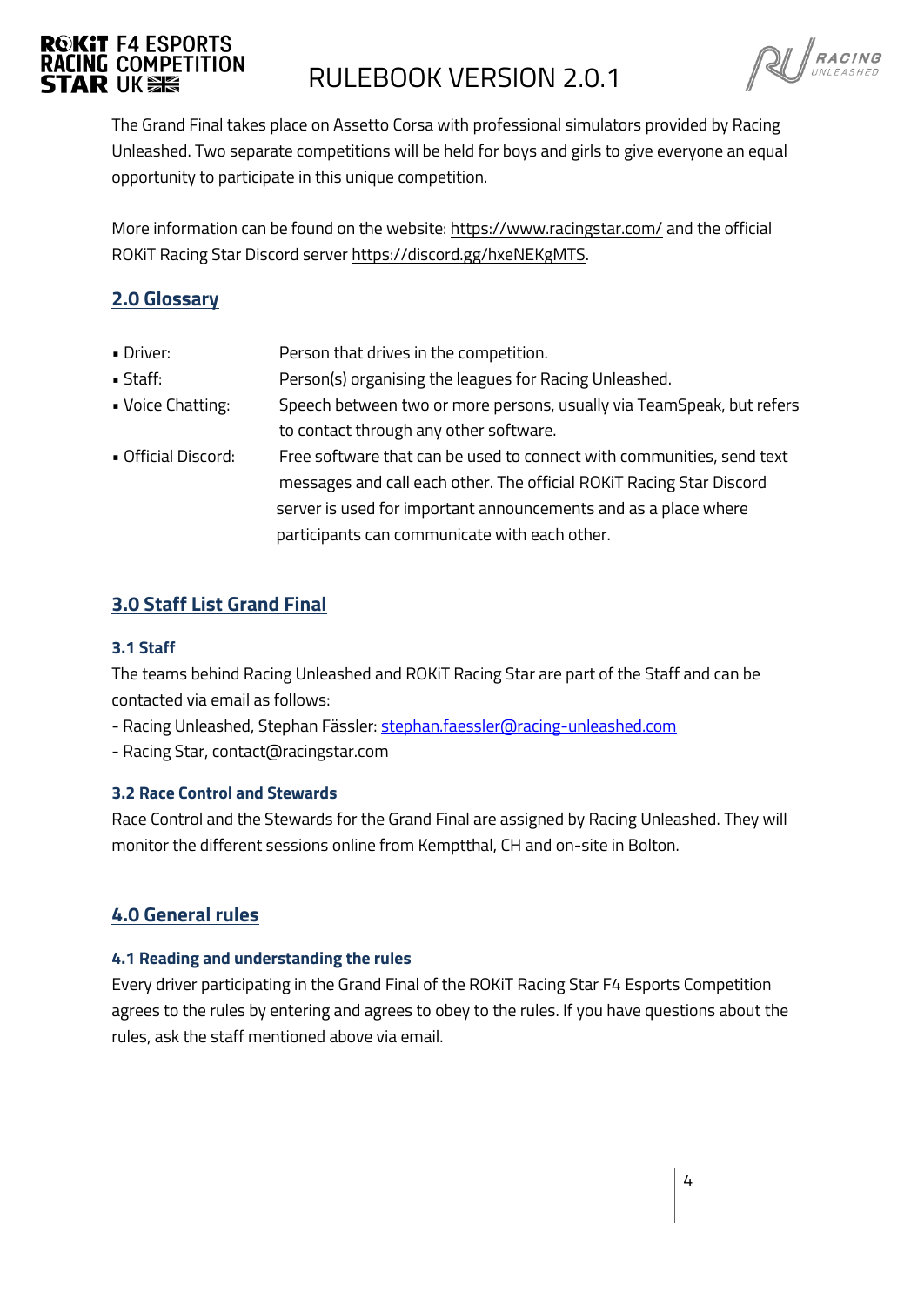The Grand Final takes place on Assetto Corsa with professional simulators provided by Racing Unleashed. Two separate competitions will be held for boys and girls to give everyone an equal opportunity to participate in this unique competition.

More information can be found on the website: https://www.racingstar.com/ and the official ROKiT Racing Star Discord server https://discord.gg/hxeNEKgMTS.

## 2.0 Glossary

- Driver: Person that drives in the competition.
- Staff: Person(s) organising the leagues for Racing Unleashed.
- Voice Chatting: Speech between two or more persons, usually via TeamSpeak, but refers to contact through any other software.
- Official Discord: Free software that can be used to connect with communities, send text messages and call each other. The official ROKiT Racing Star Discord server is used for important announcements and as a place where participants can communicate with each other.

## 3.0 Staff List Grand Final

### 3.1 Staff

The teams behind Racing Unleashed and ROKiT Racing Star are part of the Staff and can be contacted via email as follows:

- Racing Unleashed, Stephan Fässler: stephan.faessler@racing-unleashed.com
- Racing Star, contact@racingstar.com

### 3.2 Race Control and Stewards

Race Control and the Stewards for the Grand Final are assigned by Racing Unleashed. They will monitor the different sessions online from Kemptthal, CH and on-site in Bolton.

## 4.0 General rules

### 4.1 Reading and understanding the rules

Every driver participating in the Grand Final of the ROKiT Racing Star F4 Esports Competition agrees to the rules by entering and agrees to obey to the rules. If you have questions about the rules, ask the staff mentioned above via email.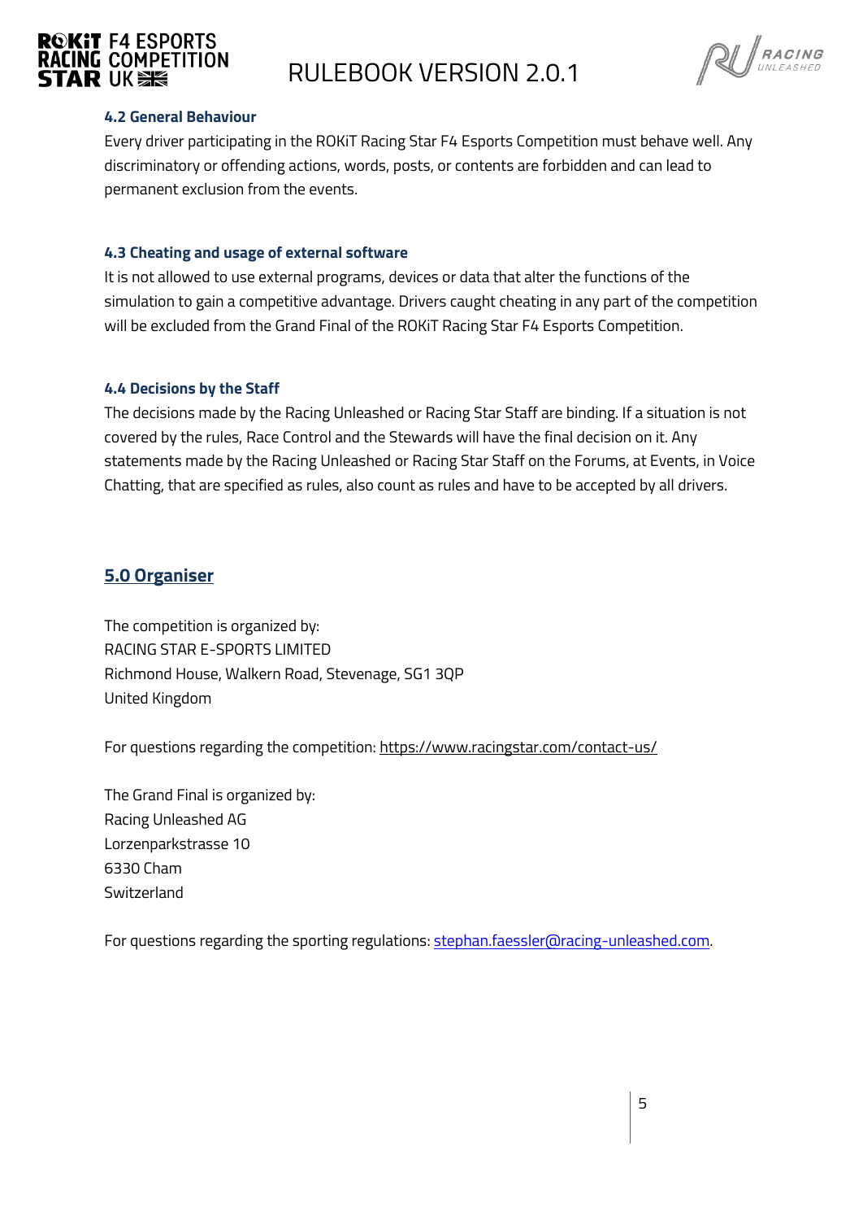### 4.2 General Behaviour

Every driver participating in the ROKiT Racing Star F4 Esports Competition must behave well. Any discriminatory or offending actions, words, posts, or contents are forbidden and can lead to permanent exclusion from the events.

### 4.3 Cheating and usage of external software

It is not allowed to use external programs, devices or data that alter the functions of the simulation to gain a competitive advantage. Drivers caught cheating in any part of the competition will be excluded from the Grand Final of the ROKiT Racing Star F4 Esports Competition.

### 4.4 Decisions by the Staff

The decisions made by the Racing Unleashed or Racing Star Staff are binding. If a situation is not covered by the rules, Race Control and the Stewards will have the final decision on it. Any statements made by the Racing Unleashed or Racing Star Staff on the Forums, at Events, in Voice Chatting, that are specified as rules, also count as rules and have to be accepted by all drivers.

## 5.0 Organiser

The competition is organized by:
RACING STAR E-SPORTS LIMITED
Richmond House, Walkern Road, Stevenage, SG1 3QP
United Kingdom

For questions regarding the competition: https://www.racingstar.com/contact-us/

The Grand Final is organized by:
Racing Unleashed AG
Lorzenparkstrasse 10
6330 Cham
Switzerland

For questions regarding the sporting regulations: stephan.faessler@racing-unleashed.com.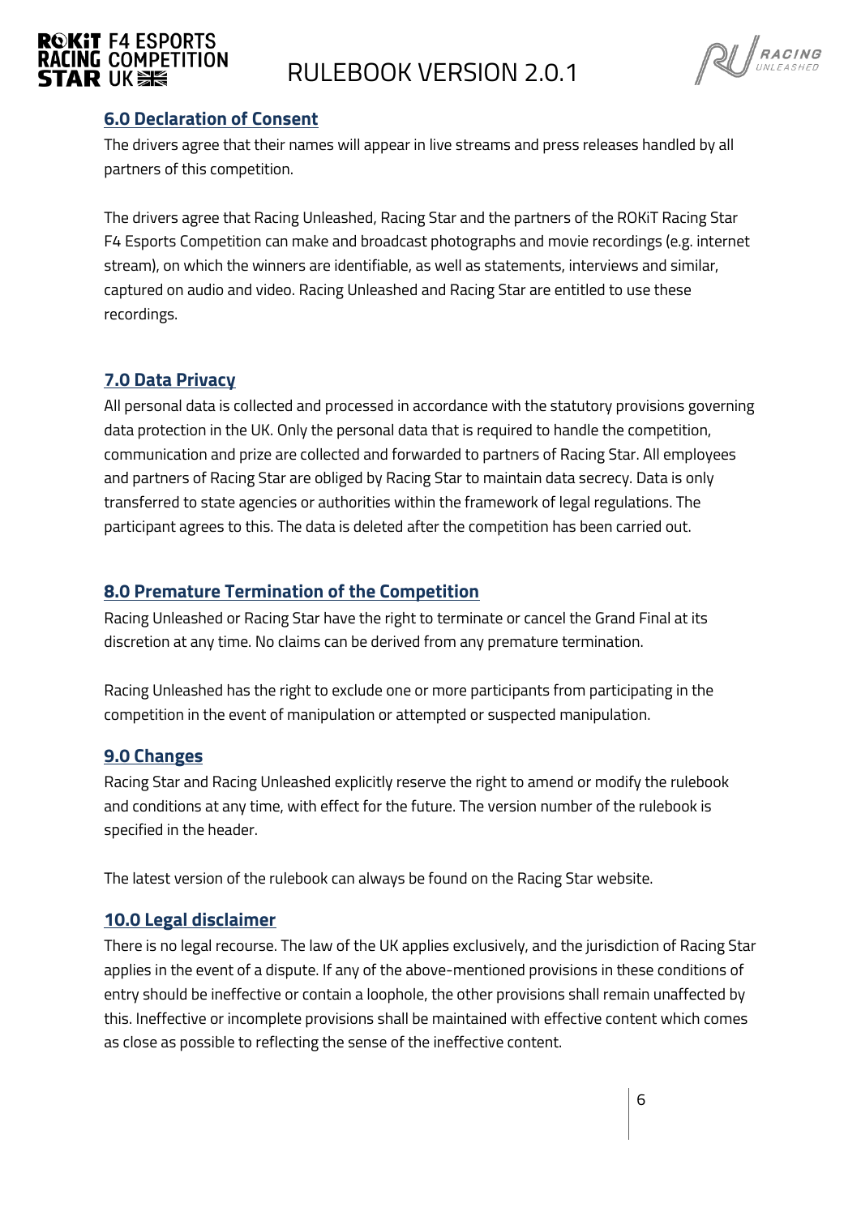## 6.0 Declaration of Consent

The drivers agree that their names will appear in live streams and press releases handled by all partners of this competition.

The drivers agree that Racing Unleashed, Racing Star and the partners of the ROKiT Racing Star F4 Esports Competition can make and broadcast photographs and movie recordings (e.g. internet stream), on which the winners are identifiable, as well as statements, interviews and similar, captured on audio and video. Racing Unleashed and Racing Star are entitled to use these recordings.

## 7.0 Data Privacy

All personal data is collected and processed in accordance with the statutory provisions governing data protection in the UK. Only the personal data that is required to handle the competition, communication and prize are collected and forwarded to partners of Racing Star. All employees and partners of Racing Star are obliged by Racing Star to maintain data secrecy. Data is only transferred to state agencies or authorities within the framework of legal regulations. The participant agrees to this. The data is deleted after the competition has been carried out.

## 8.0 Premature Termination of the Competition

Racing Unleashed or Racing Star have the right to terminate or cancel the Grand Final at its discretion at any time. No claims can be derived from any premature termination.

Racing Unleashed has the right to exclude one or more participants from participating in the competition in the event of manipulation or attempted or suspected manipulation.

## 9.0 Changes

Racing Star and Racing Unleashed explicitly reserve the right to amend or modify the rulebook and conditions at any time, with effect for the future. The version number of the rulebook is specified in the header.

The latest version of the rulebook can always be found on the Racing Star website.

## 10.0 Legal disclaimer

There is no legal recourse. The law of the UK applies exclusively, and the jurisdiction of Racing Star applies in the event of a dispute. If any of the above-mentioned provisions in these conditions of entry should be ineffective or contain a loophole, the other provisions shall remain unaffected by this. Ineffective or incomplete provisions shall be maintained with effective content which comes as close as possible to reflecting the sense of the ineffective content.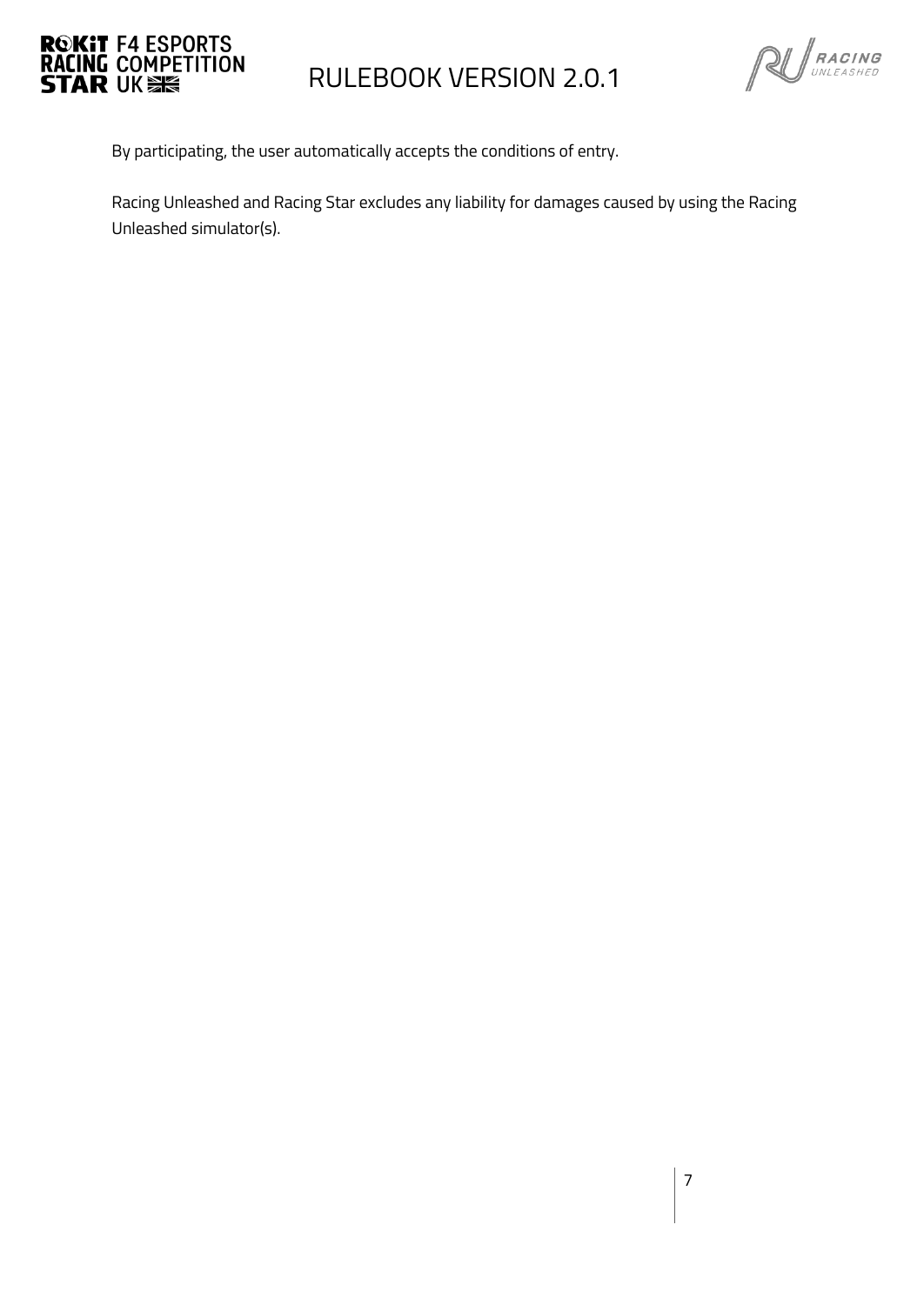By participating, the user automatically accepts the conditions of entry.

Racing Unleashed and Racing Star excludes any liability for damages caused by using the Racing Unleashed simulator(s).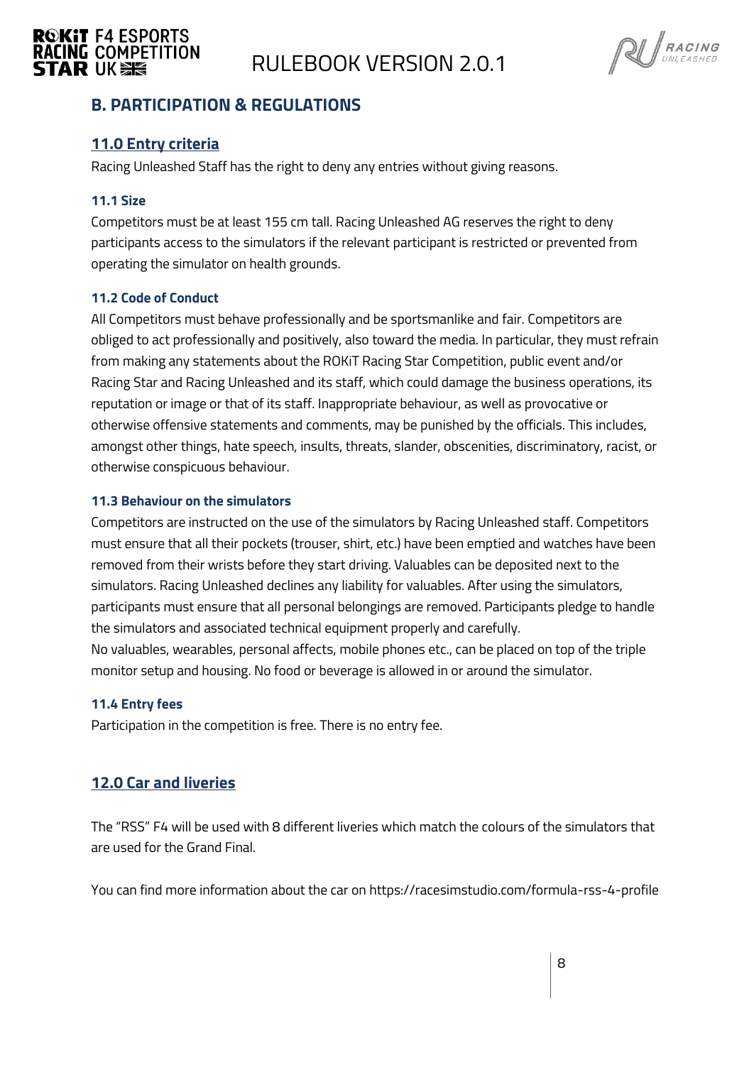## B. PARTICIPATION & REGULATIONS

### 11.0 Entry criteria

Racing Unleashed Staff has the right to deny any entries without giving reasons.

#### 11.1 Size

Competitors must be at least 155 cm tall. Racing Unleashed AG reserves the right to deny participants access to the simulators if the relevant participant is restricted or prevented from operating the simulator on health grounds.

#### 11.2 Code of Conduct

All Competitors must behave professionally and be sportsmanlike and fair. Competitors are obliged to act professionally and positively, also toward the media. In particular, they must refrain from making any statements about the ROKiT Racing Star Competition, public event and/or Racing Star and Racing Unleashed and its staff, which could damage the business operations, its reputation or image or that of its staff. Inappropriate behaviour, as well as provocative or otherwise offensive statements and comments, may be punished by the officials. This includes, amongst other things, hate speech, insults, threats, slander, obscenities, discriminatory, racist, or otherwise conspicuous behaviour.

#### 11.3 Behaviour on the simulators

Competitors are instructed on the use of the simulators by Racing Unleashed staff. Competitors must ensure that all their pockets (trouser, shirt, etc.) have been emptied and watches have been removed from their wrists before they start driving. Valuables can be deposited next to the simulators. Racing Unleashed declines any liability for valuables. After using the simulators, participants must ensure that all personal belongings are removed. Participants pledge to handle the simulators and associated technical equipment properly and carefully.
No valuables, wearables, personal affects, mobile phones etc., can be placed on top of the triple monitor setup and housing. No food or beverage is allowed in or around the simulator.

#### 11.4 Entry fees

Participation in the competition is free. There is no entry fee.

### 12.0 Car and liveries

The "RSS" F4 will be used with 8 different liveries which match the colours of the simulators that are used for the Grand Final.

You can find more information about the car on https://racesimstudio.com/formula-rss-4-profile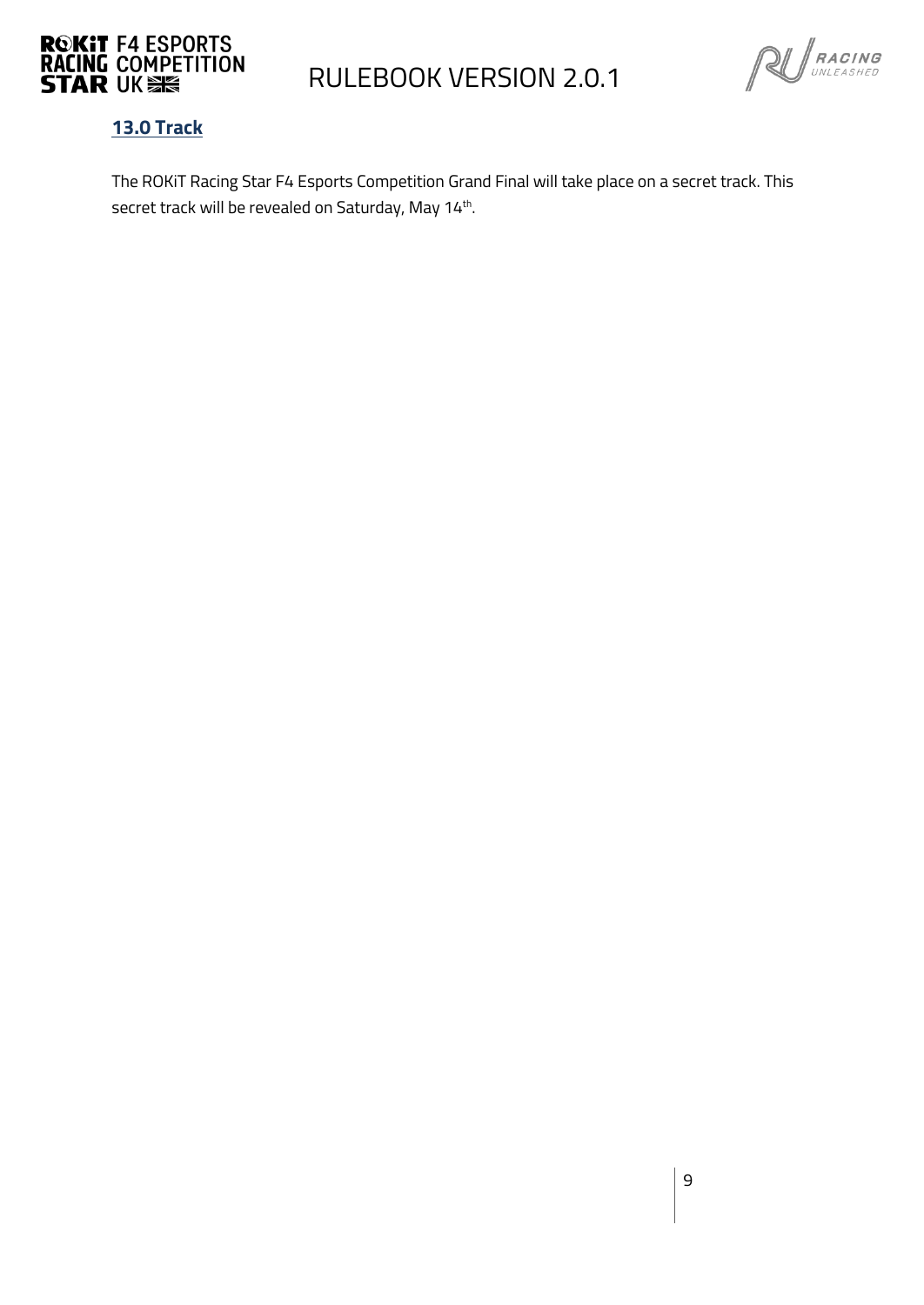## 13.0 Track

The ROKiT Racing Star F4 Esports Competition Grand Final will take place on a secret track. This secret track will be revealed on Saturday, May 14th.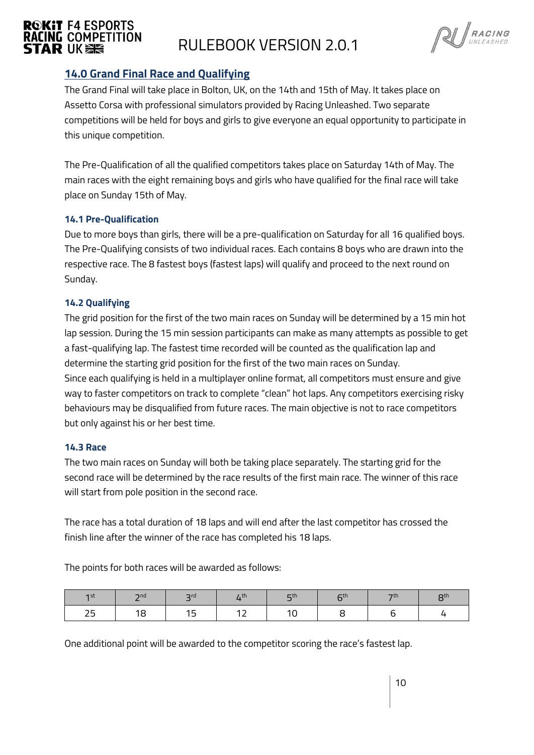## 14.0 Grand Final Race and Qualifying

The Grand Final will take place in Bolton, UK, on the 14th and 15th of May. It takes place on Assetto Corsa with professional simulators provided by Racing Unleashed. Two separate competitions will be held for boys and girls to give everyone an equal opportunity to participate in this unique competition.

The Pre-Qualification of all the qualified competitors takes place on Saturday 14th of May. The main races with the eight remaining boys and girls who have qualified for the final race will take place on Sunday 15th of May.

### 14.1 Pre-Qualification

Due to more boys than girls, there will be a pre-qualification on Saturday for all 16 qualified boys. The Pre-Qualifying consists of two individual races. Each contains 8 boys who are drawn into the respective race. The 8 fastest boys (fastest laps) will qualify and proceed to the next round on Sunday.

### 14.2 Qualifying

The grid position for the first of the two main races on Sunday will be determined by a 15 min hot lap session. During the 15 min session participants can make as many attempts as possible to get a fast-qualifying lap. The fastest time recorded will be counted as the qualification lap and determine the starting grid position for the first of the two main races on Sunday.
Since each qualifying is held in a multiplayer online format, all competitors must ensure and give way to faster competitors on track to complete "clean" hot laps. Any competitors exercising risky behaviours may be disqualified from future races. The main objective is not to race competitors but only against his or her best time.

### 14.3 Race

The two main races on Sunday will both be taking place separately. The starting grid for the second race will be determined by the race results of the first main race. The winner of this race will start from pole position in the second race.

The race has a total duration of 18 laps and will end after the last competitor has crossed the finish line after the winner of the race has completed his 18 laps.

The points for both races will be awarded as follows:

| 1st | 2nd | 3rd | 4th | 5th | 6th | 7th | 8th |
|---|---|---|---|---|---|---|---|
| 25 | 18 | 15 | 12 | 10 | 8 | 6 | 4 |

One additional point will be awarded to the competitor scoring the race's fastest lap.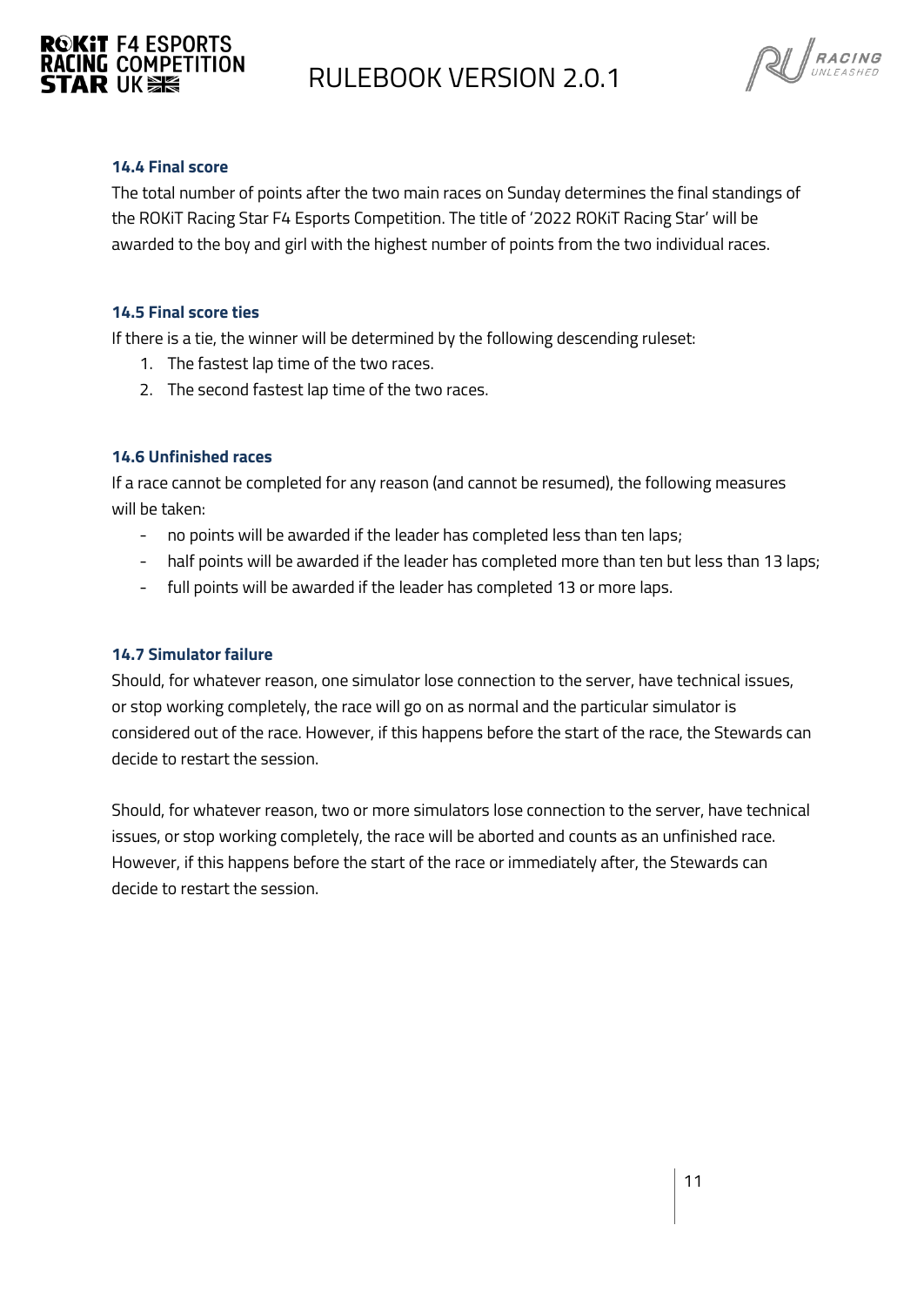### 14.4 Final score

The total number of points after the two main races on Sunday determines the final standings of the ROKiT Racing Star F4 Esports Competition. The title of '2022 ROKiT Racing Star' will be awarded to the boy and girl with the highest number of points from the two individual races.

### 14.5 Final score ties

If there is a tie, the winner will be determined by the following descending ruleset:

1. The fastest lap time of the two races.
2. The second fastest lap time of the two races.

### 14.6 Unfinished races

If a race cannot be completed for any reason (and cannot be resumed), the following measures will be taken:

- no points will be awarded if the leader has completed less than ten laps;
- half points will be awarded if the leader has completed more than ten but less than 13 laps;
- full points will be awarded if the leader has completed 13 or more laps.

### 14.7 Simulator failure

Should, for whatever reason, one simulator lose connection to the server, have technical issues, or stop working completely, the race will go on as normal and the particular simulator is considered out of the race. However, if this happens before the start of the race, the Stewards can decide to restart the session.

Should, for whatever reason, two or more simulators lose connection to the server, have technical issues, or stop working completely, the race will be aborted and counts as an unfinished race. However, if this happens before the start of the race or immediately after, the Stewards can decide to restart the session.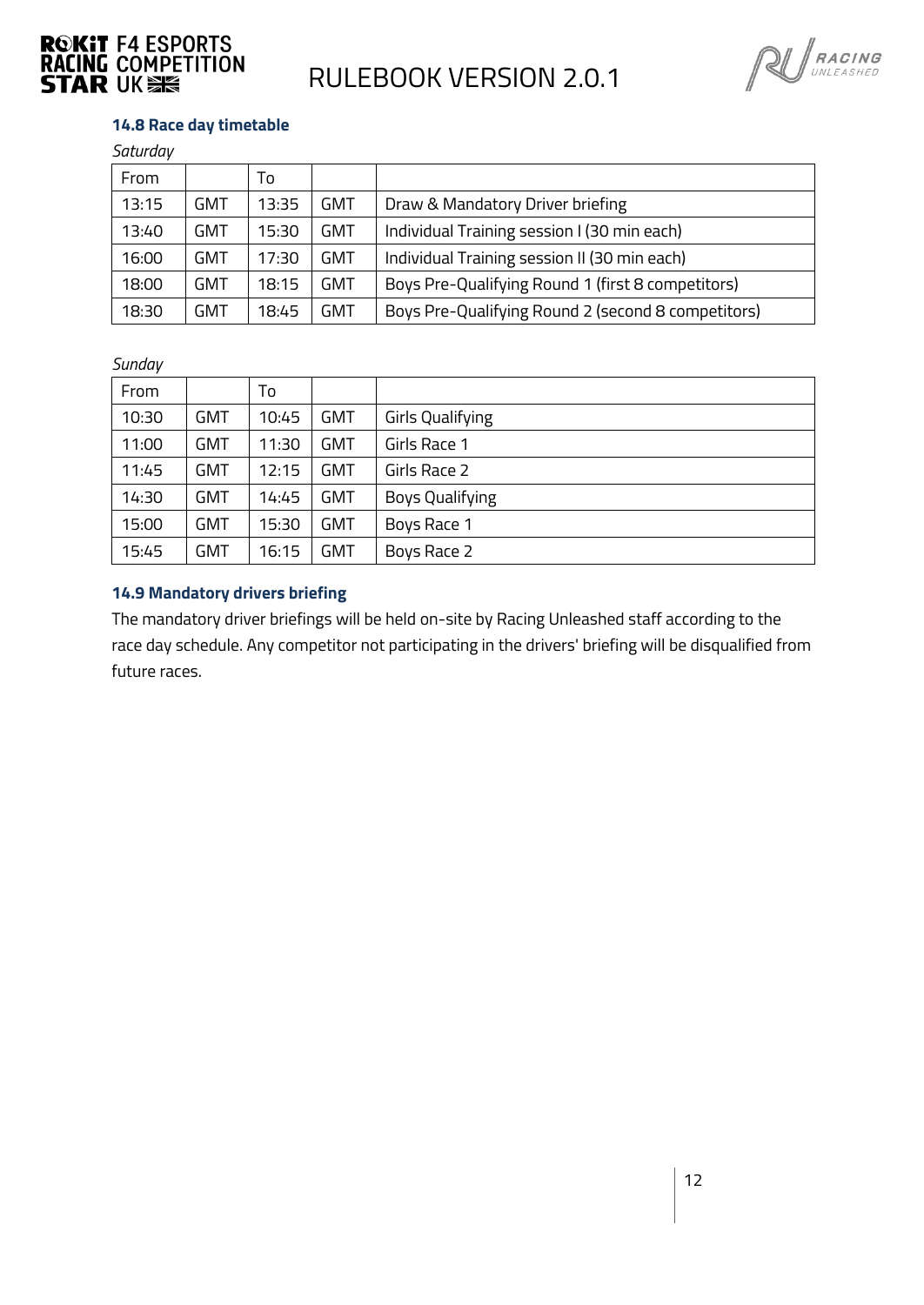### 14.8 Race day timetable

*Saturday*

| From | | To | | |
|---|---|---|---|---|
| 13:15 | GMT | 13:35 | GMT | Draw & Mandatory Driver briefing |
| 13:40 | GMT | 15:30 | GMT | Individual Training session I (30 min each) |
| 16:00 | GMT | 17:30 | GMT | Individual Training session II (30 min each) |
| 18:00 | GMT | 18:15 | GMT | Boys Pre-Qualifying Round 1 (first 8 competitors) |
| 18:30 | GMT | 18:45 | GMT | Boys Pre-Qualifying Round 2 (second 8 competitors) |

*Sunday*

| From | | To | | |
|---|---|---|---|---|
| 10:30 | GMT | 10:45 | GMT | Girls Qualifying |
| 11:00 | GMT | 11:30 | GMT | Girls Race 1 |
| 11:45 | GMT | 12:15 | GMT | Girls Race 2 |
| 14:30 | GMT | 14:45 | GMT | Boys Qualifying |
| 15:00 | GMT | 15:30 | GMT | Boys Race 1 |
| 15:45 | GMT | 16:15 | GMT | Boys Race 2 |

### 14.9 Mandatory drivers briefing

The mandatory driver briefings will be held on-site by Racing Unleashed staff according to the race day schedule. Any competitor not participating in the drivers' briefing will be disqualified from future races.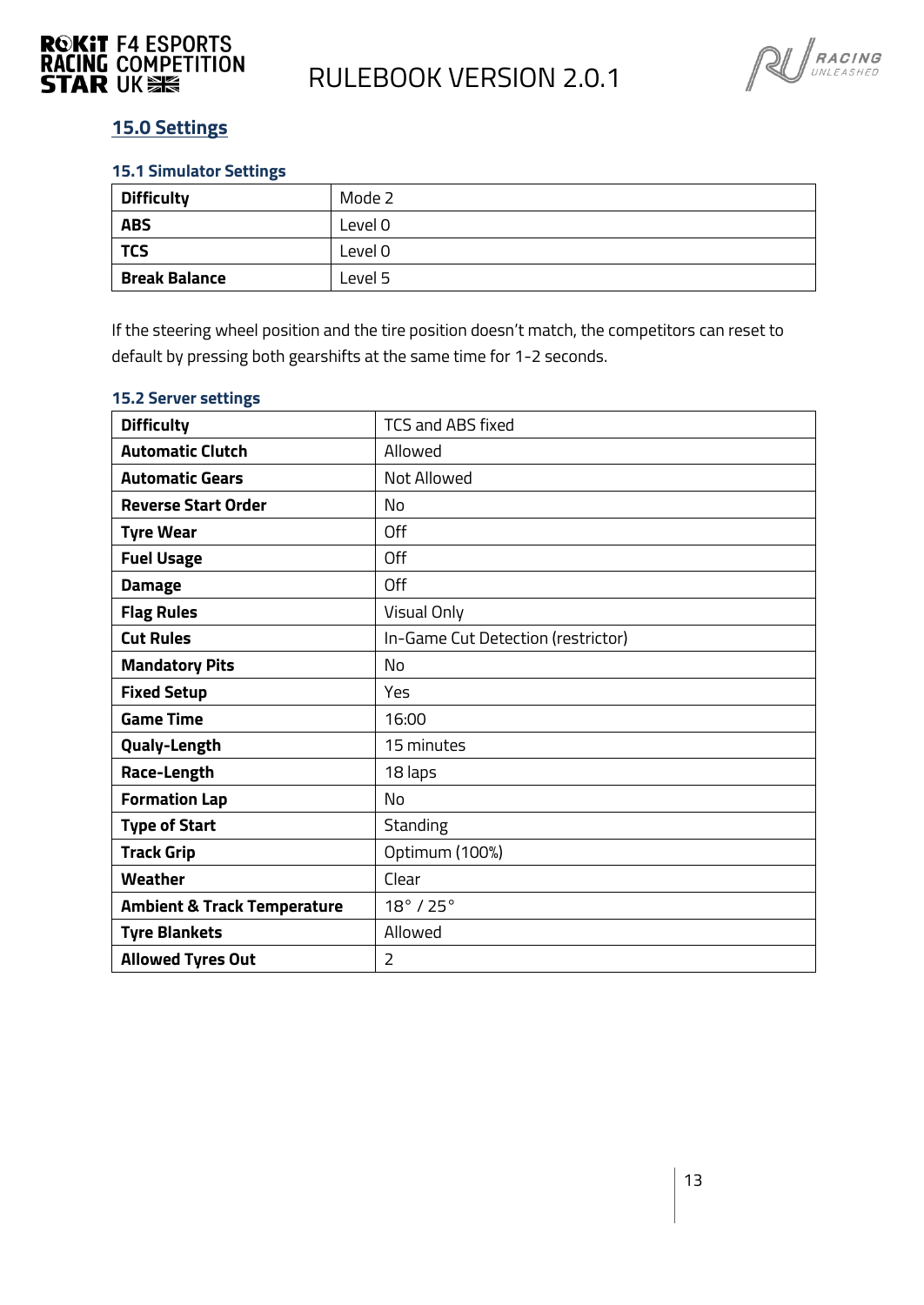## 15.0 Settings

### 15.1 Simulator Settings

| **Difficulty** | Mode 2 |
|---|---|
| **ABS** | Level 0 |
| **TCS** | Level 0 |
| **Break Balance** | Level 5 |

If the steering wheel position and the tire position doesn't match, the competitors can reset to default by pressing both gearshifts at the same time for 1-2 seconds.

### 15.2 Server settings

| **Difficulty** | TCS and ABS fixed |
|---|---|
| **Automatic Clutch** | Allowed |
| **Automatic Gears** | Not Allowed |
| **Reverse Start Order** | No |
| **Tyre Wear** | Off |
| **Fuel Usage** | Off |
| **Damage** | Off |
| **Flag Rules** | Visual Only |
| **Cut Rules** | In-Game Cut Detection (restrictor) |
| **Mandatory Pits** | No |
| **Fixed Setup** | Yes |
| **Game Time** | 16:00 |
| **Qualy-Length** | 15 minutes |
| **Race-Length** | 18 laps |
| **Formation Lap** | No |
| **Type of Start** | Standing |
| **Track Grip** | Optimum (100%) |
| **Weather** | Clear |
| **Ambient & Track Temperature** | 18° / 25° |
| **Tyre Blankets** | Allowed |
| **Allowed Tyres Out** | 2 |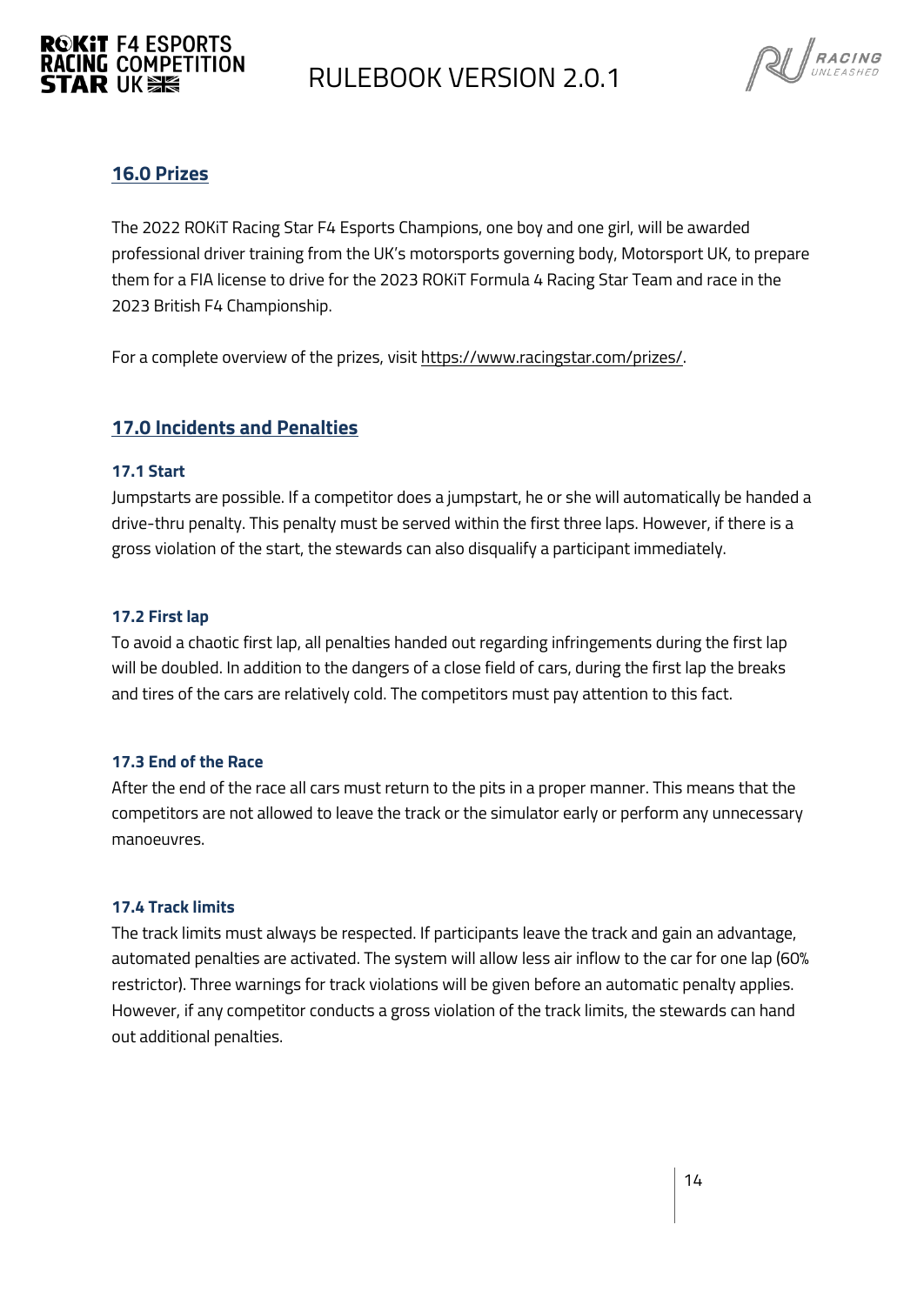## 16.0 Prizes

The 2022 ROKiT Racing Star F4 Esports Champions, one boy and one girl, will be awarded professional driver training from the UK's motorsports governing body, Motorsport UK, to prepare them for a FIA license to drive for the 2023 ROKiT Formula 4 Racing Star Team and race in the 2023 British F4 Championship.

For a complete overview of the prizes, visit https://www.racingstar.com/prizes/.

## 17.0 Incidents and Penalties

### 17.1 Start

Jumpstarts are possible. If a competitor does a jumpstart, he or she will automatically be handed a drive-thru penalty. This penalty must be served within the first three laps. However, if there is a gross violation of the start, the stewards can also disqualify a participant immediately.

### 17.2 First lap

To avoid a chaotic first lap, all penalties handed out regarding infringements during the first lap will be doubled. In addition to the dangers of a close field of cars, during the first lap the breaks and tires of the cars are relatively cold. The competitors must pay attention to this fact.

### 17.3 End of the Race

After the end of the race all cars must return to the pits in a proper manner. This means that the competitors are not allowed to leave the track or the simulator early or perform any unnecessary manoeuvres.

### 17.4 Track limits

The track limits must always be respected. If participants leave the track and gain an advantage, automated penalties are activated. The system will allow less air inflow to the car for one lap (60% restrictor). Three warnings for track violations will be given before an automatic penalty applies. However, if any competitor conducts a gross violation of the track limits, the stewards can hand out additional penalties.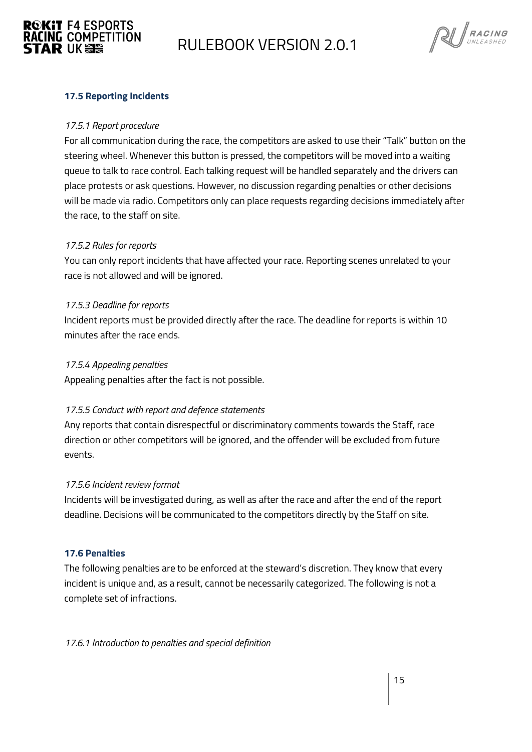### 17.5 Reporting Incidents

*17.5.1 Report procedure*

For all communication during the race, the competitors are asked to use their "Talk" button on the steering wheel. Whenever this button is pressed, the competitors will be moved into a waiting queue to talk to race control. Each talking request will be handled separately and the drivers can place protests or ask questions. However, no discussion regarding penalties or other decisions will be made via radio. Competitors only can place requests regarding decisions immediately after the race, to the staff on site.

*17.5.2 Rules for reports*

You can only report incidents that have affected your race. Reporting scenes unrelated to your race is not allowed and will be ignored.

*17.5.3 Deadline for reports*

Incident reports must be provided directly after the race. The deadline for reports is within 10 minutes after the race ends.

*17.5.4 Appealing penalties*

Appealing penalties after the fact is not possible.

*17.5.5 Conduct with report and defence statements*

Any reports that contain disrespectful or discriminatory comments towards the Staff, race direction or other competitors will be ignored, and the offender will be excluded from future events.

*17.5.6 Incident review format*

Incidents will be investigated during, as well as after the race and after the end of the report deadline. Decisions will be communicated to the competitors directly by the Staff on site.

### 17.6 Penalties

The following penalties are to be enforced at the steward's discretion. They know that every incident is unique and, as a result, cannot be necessarily categorized. The following is not a complete set of infractions.

*17.6.1 Introduction to penalties and special definition*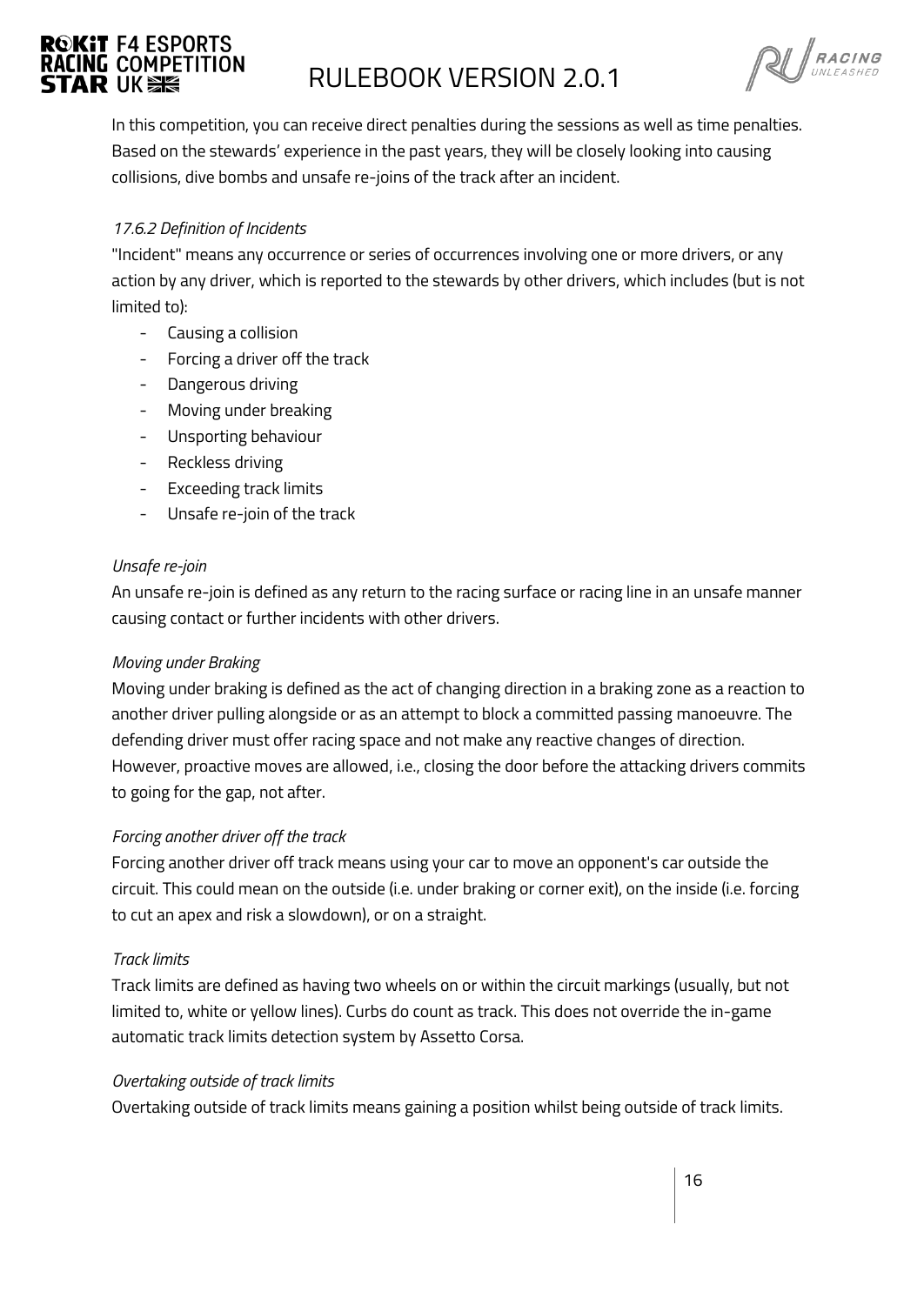In this competition, you can receive direct penalties during the sessions as well as time penalties. Based on the stewards' experience in the past years, they will be closely looking into causing collisions, dive bombs and unsafe re-joins of the track after an incident.

*17.6.2 Definition of Incidents*

"Incident" means any occurrence or series of occurrences involving one or more drivers, or any action by any driver, which is reported to the stewards by other drivers, which includes (but is not limited to):

- Causing a collision
- Forcing a driver off the track
- Dangerous driving
- Moving under breaking
- Unsporting behaviour
- Reckless driving
- Exceeding track limits
- Unsafe re-join of the track

*Unsafe re-join*

An unsafe re-join is defined as any return to the racing surface or racing line in an unsafe manner causing contact or further incidents with other drivers.

*Moving under Braking*

Moving under braking is defined as the act of changing direction in a braking zone as a reaction to another driver pulling alongside or as an attempt to block a committed passing manoeuvre. The defending driver must offer racing space and not make any reactive changes of direction. However, proactive moves are allowed, i.e., closing the door before the attacking drivers commits to going for the gap, not after.

*Forcing another driver off the track*

Forcing another driver off track means using your car to move an opponent's car outside the circuit. This could mean on the outside (i.e. under braking or corner exit), on the inside (i.e. forcing to cut an apex and risk a slowdown), or on a straight.

*Track limits*

Track limits are defined as having two wheels on or within the circuit markings (usually, but not limited to, white or yellow lines). Curbs do count as track. This does not override the in-game automatic track limits detection system by Assetto Corsa.

*Overtaking outside of track limits*

Overtaking outside of track limits means gaining a position whilst being outside of track limits.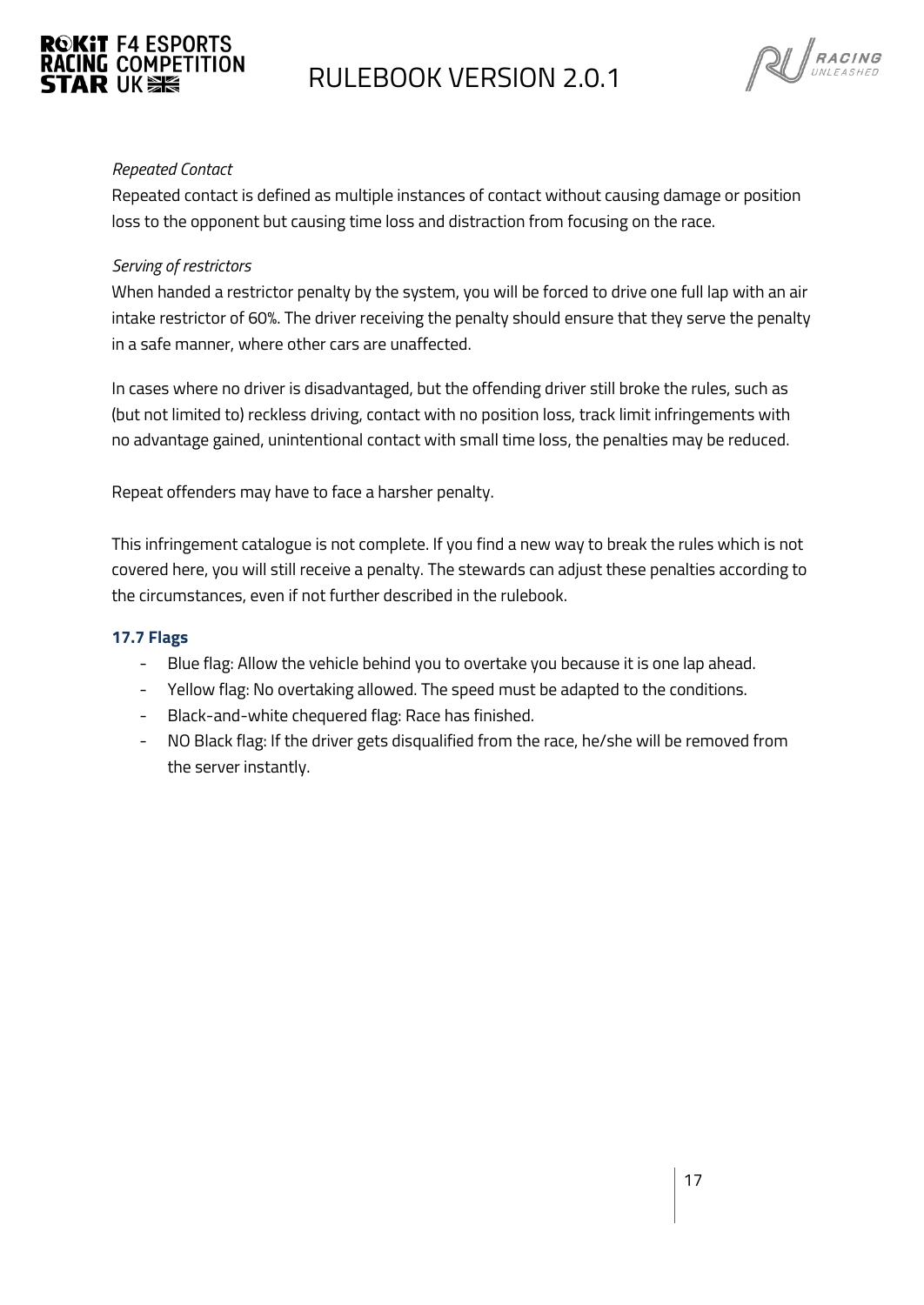*Repeated Contact*

Repeated contact is defined as multiple instances of contact without causing damage or position loss to the opponent but causing time loss and distraction from focusing on the race.

*Serving of restrictors*

When handed a restrictor penalty by the system, you will be forced to drive one full lap with an air intake restrictor of 60%. The driver receiving the penalty should ensure that they serve the penalty in a safe manner, where other cars are unaffected.

In cases where no driver is disadvantaged, but the offending driver still broke the rules, such as (but not limited to) reckless driving, contact with no position loss, track limit infringements with no advantage gained, unintentional contact with small time loss, the penalties may be reduced.

Repeat offenders may have to face a harsher penalty.

This infringement catalogue is not complete. If you find a new way to break the rules which is not covered here, you will still receive a penalty. The stewards can adjust these penalties according to the circumstances, even if not further described in the rulebook.

### 17.7 Flags

- Blue flag: Allow the vehicle behind you to overtake you because it is one lap ahead.
- Yellow flag: No overtaking allowed. The speed must be adapted to the conditions.
- Black-and-white chequered flag: Race has finished.
- NO Black flag: If the driver gets disqualified from the race, he/she will be removed from the server instantly.